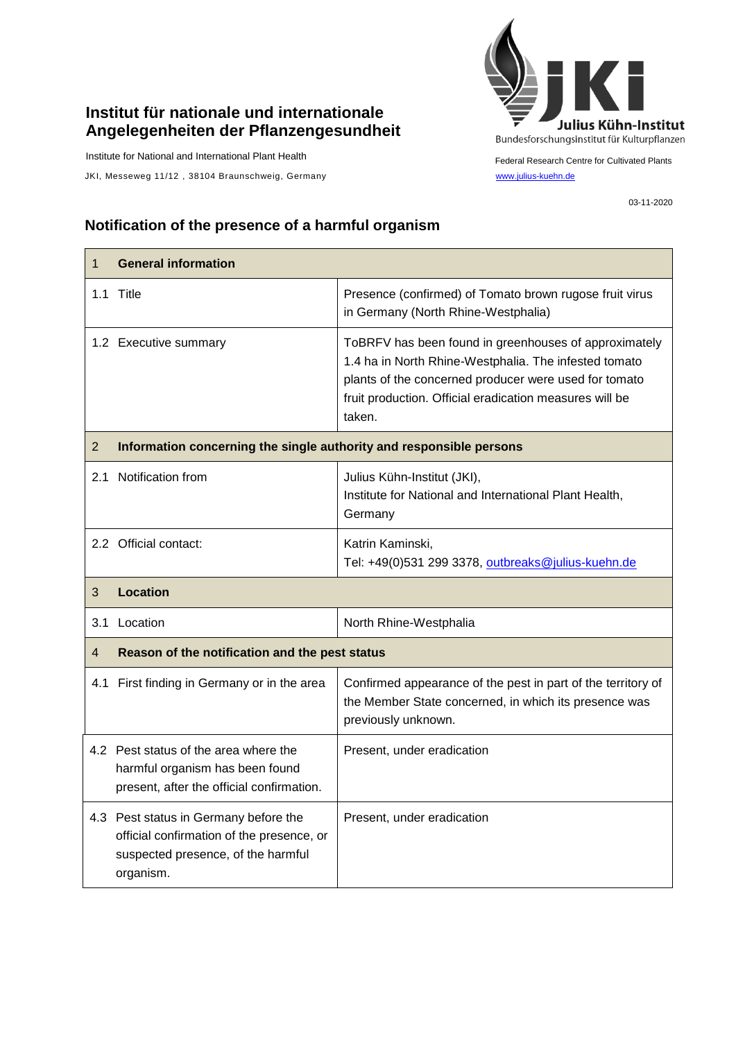**Institut für nationale und internationale Angelegenheiten der Pflanzengesundheit**

Institute for National and International Plant Health

JKI, Messeweg 11/12 , 38104 Braunschweig, Germany

Julius Kühn-Institut
Bundesforschungsinstitut für Kulturpflanzen

Federal Research Centre for Cultivated Plants
www.julius-kuehn.de

03-11-2020

## Notification of the presence of a harmful organism

| 1 **General information** | |
|---|---|
| 1.1 Title | Presence (confirmed) of Tomato brown rugose fruit virus in Germany (North Rhine-Westphalia) |
| 1.2 Executive summary | ToBRFV has been found in greenhouses of approximately 1.4 ha in North Rhine-Westphalia. The infested tomato plants of the concerned producer were used for tomato fruit production. Official eradication measures will be taken. |
| 2 **Information concerning the single authority and responsible persons** | |
| 2.1 Notification from | Julius Kühn-Institut (JKI), Institute for National and International Plant Health, Germany |
| 2.2 Official contact: | Katrin Kaminski, Tel: +49(0)531 299 3378, outbreaks@julius-kuehn.de |
| 3 **Location** | |
| 3.1 Location | North Rhine-Westphalia |
| 4 **Reason of the notification and the pest status** | |
| 4.1 First finding in Germany or in the area | Confirmed appearance of the pest in part of the territory of the Member State concerned, in which its presence was previously unknown. |
| 4.2 Pest status of the area where the harmful organism has been found present, after the official confirmation. | Present, under eradication |
| 4.3 Pest status in Germany before the official confirmation of the presence, or suspected presence, of the harmful organism. | Present, under eradication |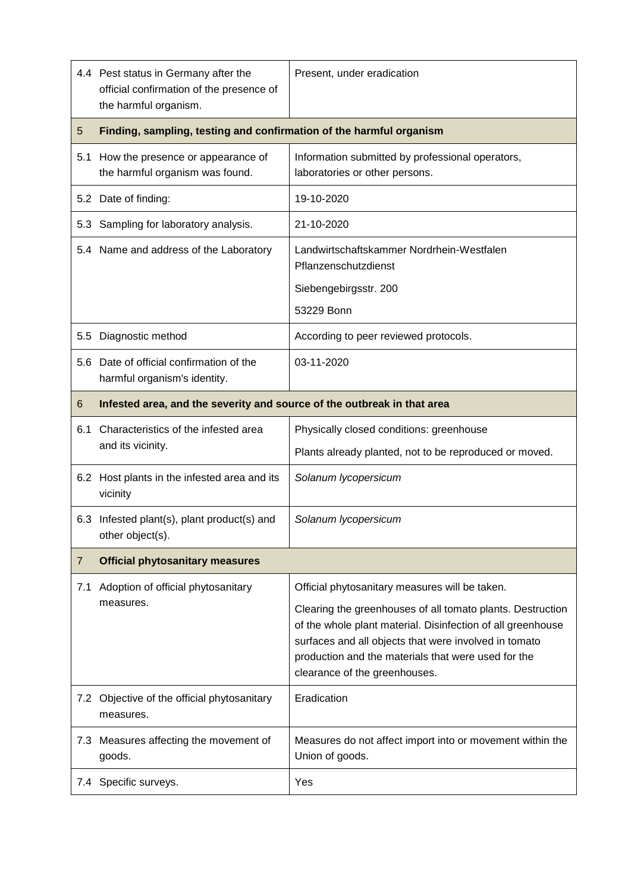| | | |
|---|---|---|
| 4.4 | Pest status in Germany after the official confirmation of the presence of the harmful organism. | Present, under eradication |
| **5** | **Finding, sampling, testing and confirmation of the harmful organism** | |
| 5.1 | How the presence or appearance of the harmful organism was found. | Information submitted by professional operators, laboratories or other persons. |
| 5.2 | Date of finding: | 19-10-2020 |
| 5.3 | Sampling for laboratory analysis. | 21-10-2020 |
| 5.4 | Name and address of the Laboratory | Landwirtschaftskammer Nordrhein-Westfalen Pflanzenschutzdienst<br><br>Siebengebirgsstr. 200<br><br>53229 Bonn |
| 5.5 | Diagnostic method | According to peer reviewed protocols. |
| 5.6 | Date of official confirmation of the harmful organism's identity. | 03-11-2020 |
| **6** | **Infested area, and the severity and source of the outbreak in that area** | |
| 6.1 | Characteristics of the infested area and its vicinity. | Physically closed conditions: greenhouse<br><br>Plants already planted, not to be reproduced or moved. |
| 6.2 | Host plants in the infested area and its vicinity | *Solanum lycopersicum* |
| 6.3 | Infested plant(s), plant product(s) and other object(s). | *Solanum lycopersicum* |
| **7** | **Official phytosanitary measures** | |
| 7.1 | Adoption of official phytosanitary measures. | Official phytosanitary measures will be taken.<br><br>Clearing the greenhouses of all tomato plants. Destruction of the whole plant material. Disinfection of all greenhouse surfaces and all objects that were involved in tomato production and the materials that were used for the clearance of the greenhouses. |
| 7.2 | Objective of the official phytosanitary measures. | Eradication |
| 7.3 | Measures affecting the movement of goods. | Measures do not affect import into or movement within the Union of goods. |
| 7.4 | Specific surveys. | Yes |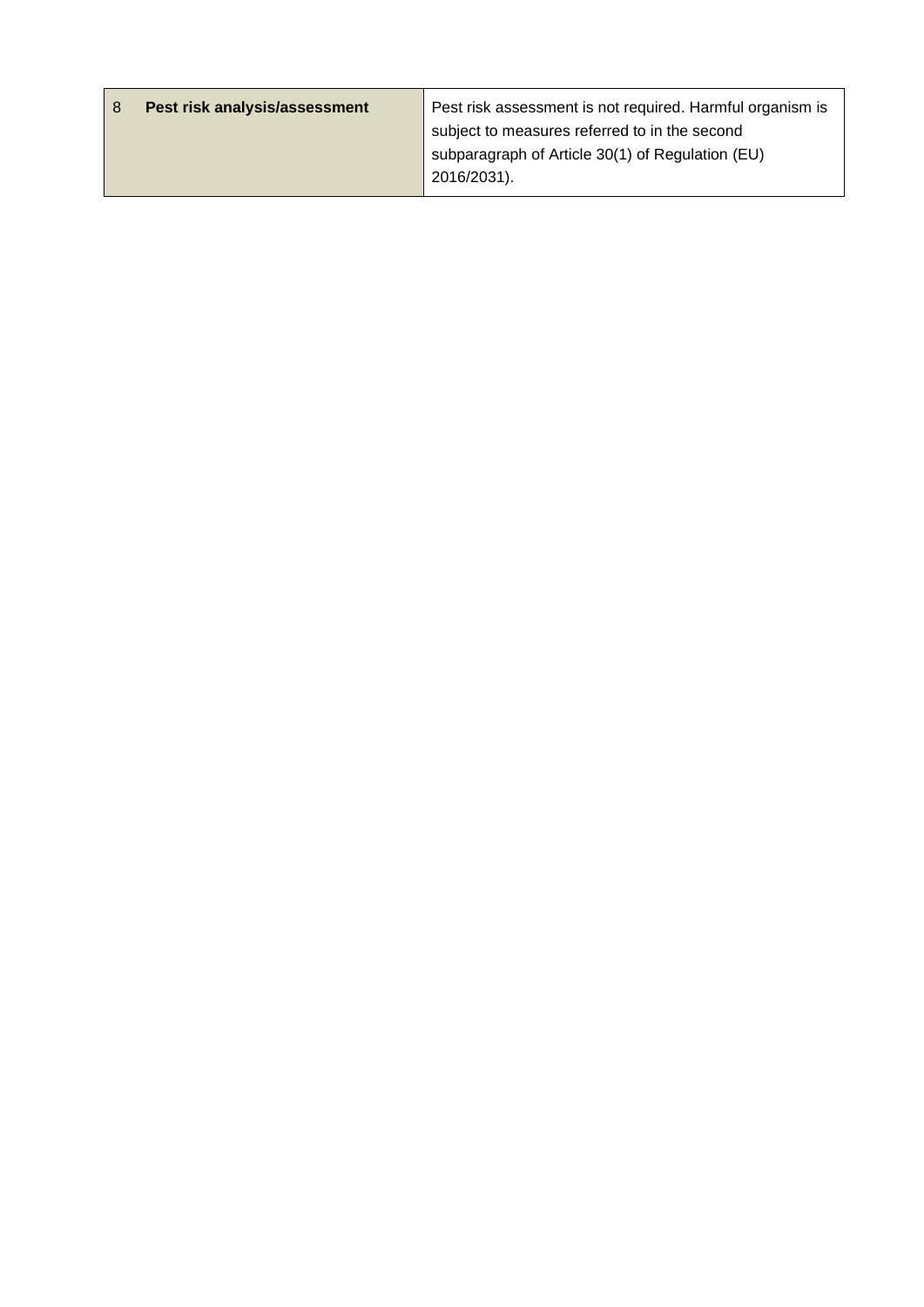| | | |
|---|---|---|
| 8 | **Pest risk analysis/assessment** | Pest risk assessment is not required. Harmful organism is subject to measures referred to in the second subparagraph of Article 30(1) of Regulation (EU) 2016/2031). |